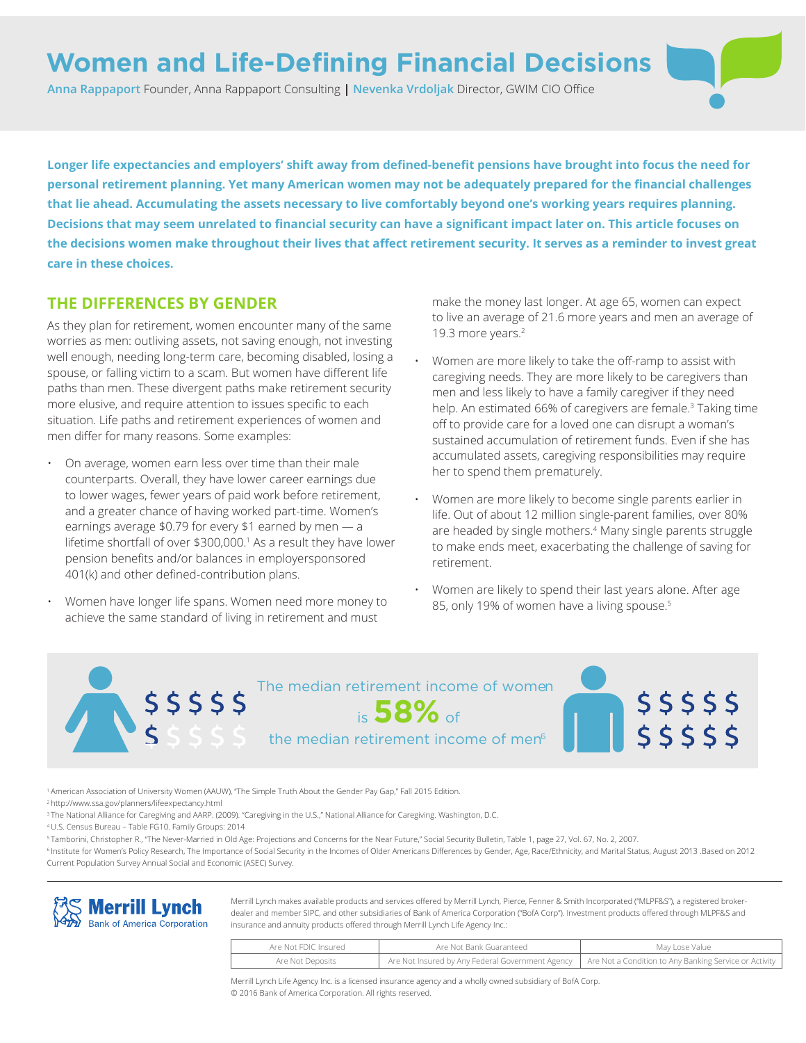# Women and Life-Defining Financial Decisions

**Anna Rappaport** Founder, Anna Rappaport Consulting | **Nevenka Vrdoljak** Director, GWIM CIO Office

**Longer life expectancies and employers' shift away from defined-benefit pensions have brought into focus the need for personal retirement planning. Yet many American women may not be adequately prepared for the financial challenges that lie ahead. Accumulating the assets necessary to live comfortably beyond one's working years requires planning. Decisions that may seem unrelated to financial security can have a significant impact later on. This article focuses on the decisions women make throughout their lives that affect retirement security. It serves as a reminder to invest great care in these choices.**

## THE DIFFERENCES BY GENDER

As they plan for retirement, women encounter many of the same worries as men: outliving assets, not saving enough, not investing well enough, needing long-term care, becoming disabled, losing a spouse, or falling victim to a scam. But women have different life paths than men. These divergent paths make retirement security more elusive, and require attention to issues specific to each situation. Life paths and retirement experiences of women and men differ for many reasons. Some examples:

- On average, women earn less over time than their male counterparts. Overall, they have lower career earnings due to lower wages, fewer years of paid work before retirement, and a greater chance of having worked part-time. Women's earnings average $0.79 for every $1 earned by men — a lifetime shortfall of over $300,000.[1] As a result they have lower pension benefits and/or balances in employersponsored 401(k) and other defined-contribution plans.
- Women have longer life spans. Women need more money to achieve the same standard of living in retirement and must make the money last longer. At age 65, women can expect to live an average of 21.6 more years and men an average of 19.3 more years.[2]
- Women are more likely to take the off-ramp to assist with caregiving needs. They are more likely to be caregivers than men and less likely to have a family caregiver if they need help. An estimated 66% of caregivers are female.[3] Taking time off to provide care for a loved one can disrupt a woman's sustained accumulation of retirement funds. Even if she has accumulated assets, caregiving responsibilities may require her to spend them prematurely.
- Women are more likely to become single parents earlier in life. Out of about 12 million single-parent families, over 80% are headed by single mothers.[4] Many single parents struggle to make ends meet, exacerbating the challenge of saving for retirement.
- Women are likely to spend their last years alone. After age 85, only 19% of women have a living spouse.[5]

The median retirement income of women is **58%** of the median retirement income of men[6]

[1] American Association of University Women (AAUW), "The Simple Truth About the Gender Pay Gap," Fall 2015 Edition.
[2] http://www.ssa.gov/planners/lifeexpectancy.html
[3] The National Alliance for Caregiving and AARP. (2009). "Caregiving in the U.S.," National Alliance for Caregiving. Washington, D.C.
[4] U.S. Census Bureau – Table FG10. Family Groups: 2014
[5] Tamborini, Christopher R., "The Never-Married in Old Age: Projections and Concerns for the Near Future," Social Security Bulletin, Table 1, page 27, Vol. 67, No. 2, 2007.
[6] Institute for Women's Policy Research, The Importance of Social Security in the Incomes of Older Americans Differences by Gender, Age, Race/Ethnicity, and Marital Status, August 2013 .Based on 2012 Current Population Survey Annual Social and Economic (ASEC) Survey.

Merrill Lynch makes available products and services offered by Merrill Lynch, Pierce, Fenner & Smith Incorporated ("MLPF&S"), a registered broker-dealer and member SIPC, and other subsidiaries of Bank of America Corporation ("BofA Corp"). Investment products offered through MLPF&S and insurance and annuity products offered through Merrill Lynch Life Agency Inc.:

| Are Not FDIC Insured | Are Not Bank Guaranteed | May Lose Value |
|---|---|---|
| Are Not Deposits | Are Not Insured by Any Federal Government Agency | Are Not a Condition to Any Banking Service or Activity |

Merrill Lynch Life Agency Inc. is a licensed insurance agency and a wholly owned subsidiary of BofA Corp.
© 2016 Bank of America Corporation. All rights reserved.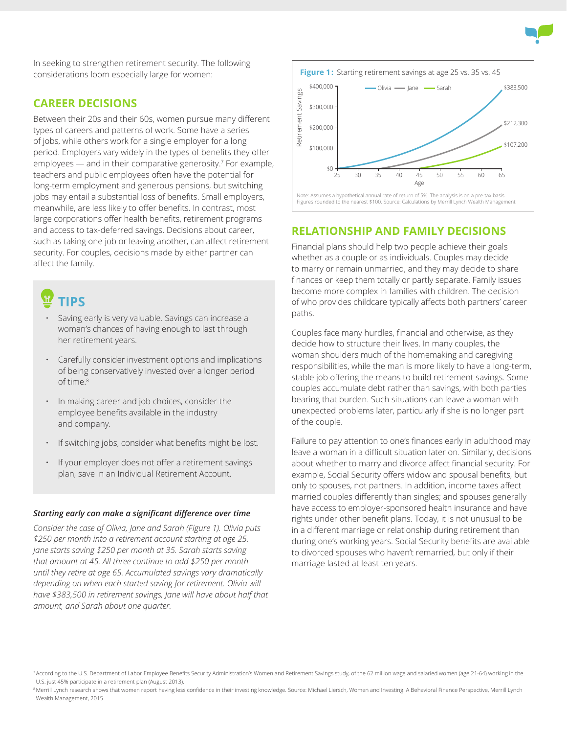In seeking to strengthen retirement security. The following considerations loom especially large for women:

## CAREER DECISIONS

Between their 20s and their 60s, women pursue many different types of careers and patterns of work. Some have a series of jobs, while others work for a single employer for a long period. Employers vary widely in the types of benefits they offer employees — and in their comparative generosity.[7] For example, teachers and public employees often have the potential for long-term employment and generous pensions, but switching jobs may entail a substantial loss of benefits. Small employers, meanwhile, are less likely to offer benefits. In contrast, most large corporations offer health benefits, retirement programs and access to tax-deferred savings. Decisions about career, such as taking one job or leaving another, can affect retirement security. For couples, decisions made by either partner can affect the family.

## TIPS

- Saving early is very valuable. Savings can increase a woman's chances of having enough to last through her retirement years.
- Carefully consider investment options and implications of being conservatively invested over a longer period of time.[8]
- In making career and job choices, consider the employee benefits available in the industry and company.
- If switching jobs, consider what benefits might be lost.
- If your employer does not offer a retirement savings plan, save in an Individual Retirement Account.

### *Starting early can make a significant difference over time*

*Consider the case of Olivia, Jane and Sarah (Figure 1). Olivia puts $250 per month into a retirement account starting at age 25. Jane starts saving $250 per month at 35. Sarah starts saving that amount at 45. All three continue to add $250 per month until they retire at age 65. Accumulated savings vary dramatically depending on when each started saving for retirement. Olivia will have $383,500 in retirement savings, Jane will have about half that amount, and Sarah about one quarter.*

**Figure 1:** Starting retirement savings at age 25 vs. 35 vs. 45

| Saver | Starting age | Retirement savings at age 65 |
|---|---|---|
| Olivia | 25 | $383,500 |
| Jane | 35 | $212,300 |
| Sarah | 45 | $107,200 |

Note: Assumes a hypothetical annual rate of return of 5%. The analysis is on a pre-tax basis. Figures rounded to the nearest $100. Source: Calculations by Merrill Lynch Wealth Management

## RELATIONSHIP AND FAMILY DECISIONS

Financial plans should help two people achieve their goals whether as a couple or as individuals. Couples may decide to marry or remain unmarried, and they may decide to share finances or keep them totally or partly separate. Family issues become more complex in families with children. The decision of who provides childcare typically affects both partners' career paths.

Couples face many hurdles, financial and otherwise, as they decide how to structure their lives. In many couples, the woman shoulders much of the homemaking and caregiving responsibilities, while the man is more likely to have a long-term, stable job offering the means to build retirement savings. Some couples accumulate debt rather than savings, with both parties bearing that burden. Such situations can leave a woman with unexpected problems later, particularly if she is no longer part of the couple.

Failure to pay attention to one's finances early in adulthood may leave a woman in a difficult situation later on. Similarly, decisions about whether to marry and divorce affect financial security. For example, Social Security offers widow and spousal benefits, but only to spouses, not partners. In addition, income taxes affect married couples differently than singles; and spouses generally have access to employer-sponsored health insurance and have rights under other benefit plans. Today, it is not unusual to be in a different marriage or relationship during retirement than during one's working years. Social Security benefits are available to divorced spouses who haven't remarried, but only if their marriage lasted at least ten years.

---

[7] According to the U.S. Department of Labor Employee Benefits Security Administration's Women and Retirement Savings study, of the 62 million wage and salaried women (age 21-64) working in the U.S. just 45% participate in a retirement plan (August 2013).

[8] Merrill Lynch research shows that women report having less confidence in their investing knowledge. Source: Michael Liersch, Women and Investing: A Behavioral Finance Perspective, Merrill Lynch Wealth Management, 2015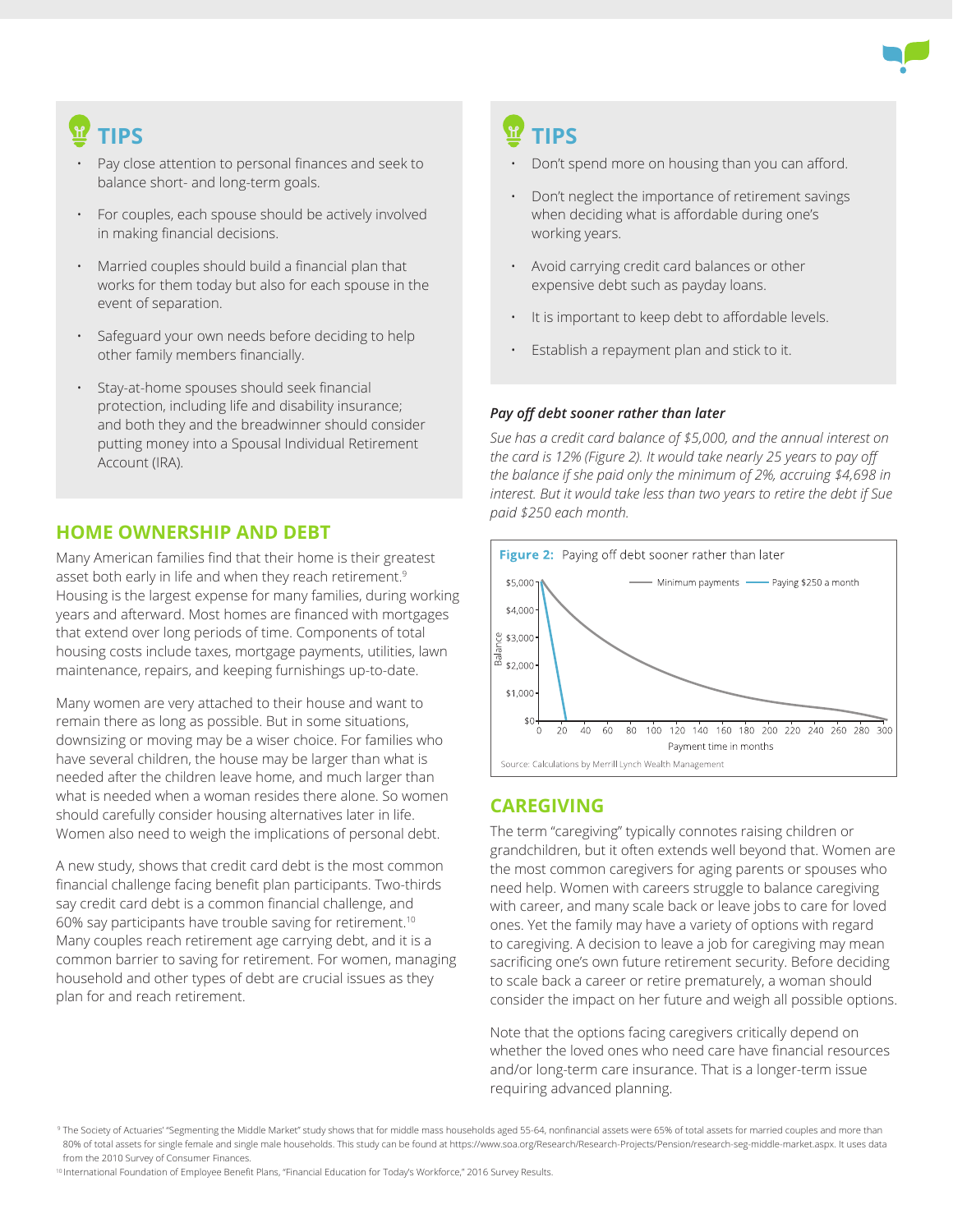## TIPS

- Pay close attention to personal finances and seek to balance short- and long-term goals.
- For couples, each spouse should be actively involved in making financial decisions.
- Married couples should build a financial plan that works for them today but also for each spouse in the event of separation.
- Safeguard your own needs before deciding to help other family members financially.
- Stay-at-home spouses should seek financial protection, including life and disability insurance; and both they and the breadwinner should consider putting money into a Spousal Individual Retirement Account (IRA).

## HOME OWNERSHIP AND DEBT

Many American families find that their home is their greatest asset both early in life and when they reach retirement.[9] Housing is the largest expense for many families, during working years and afterward. Most homes are financed with mortgages that extend over long periods of time. Components of total housing costs include taxes, mortgage payments, utilities, lawn maintenance, repairs, and keeping furnishings up-to-date.

Many women are very attached to their house and want to remain there as long as possible. But in some situations, downsizing or moving may be a wiser choice. For families who have several children, the house may be larger than what is needed after the children leave home, and much larger than what is needed when a woman resides there alone. So women should carefully consider housing alternatives later in life. Women also need to weigh the implications of personal debt.

A new study, shows that credit card debt is the most common financial challenge facing benefit plan participants. Two-thirds say credit card debt is a common financial challenge, and 60% say participants have trouble saving for retirement.[10] Many couples reach retirement age carrying debt, and it is a common barrier to saving for retirement. For women, managing household and other types of debt are crucial issues as they plan for and reach retirement.

## TIPS

- Don't spend more on housing than you can afford.
- Don't neglect the importance of retirement savings when deciding what is affordable during one's working years.
- Avoid carrying credit card balances or other expensive debt such as payday loans.
- It is important to keep debt to affordable levels.
- Establish a repayment plan and stick to it.

### *Pay off debt sooner rather than later*

*Sue has a credit card balance of $5,000, and the annual interest on the card is 12% (Figure 2). It would take nearly 25 years to pay off the balance if she paid only the minimum of 2%, accruing $4,698 in interest. But it would take less than two years to retire the debt if Sue paid $250 each month.*

**Figure 2:** Paying off debt sooner rather than later

Source: Calculations by Merrill Lynch Wealth Management

## CAREGIVING

The term "caregiving" typically connotes raising children or grandchildren, but it often extends well beyond that. Women are the most common caregivers for aging parents or spouses who need help. Women with careers struggle to balance caregiving with career, and many scale back or leave jobs to care for loved ones. Yet the family may have a variety of options with regard to caregiving. A decision to leave a job for caregiving may mean sacrificing one's own future retirement security. Before deciding to scale back a career or retire prematurely, a woman should consider the impact on her future and weigh all possible options.

Note that the options facing caregivers critically depend on whether the loved ones who need care have financial resources and/or long-term care insurance. That is a longer-term issue requiring advanced planning.

[9] The Society of Actuaries' "Segmenting the Middle Market" study shows that for middle mass households aged 55-64, nonfinancial assets were 65% of total assets for married couples and more than 80% of total assets for single female and single male households. This study can be found at https://www.soa.org/Research/Research-Projects/Pension/research-seg-middle-market.aspx. It uses data from the 2010 Survey of Consumer Finances.

[10] International Foundation of Employee Benefit Plans, "Financial Education for Today's Workforce," 2016 Survey Results.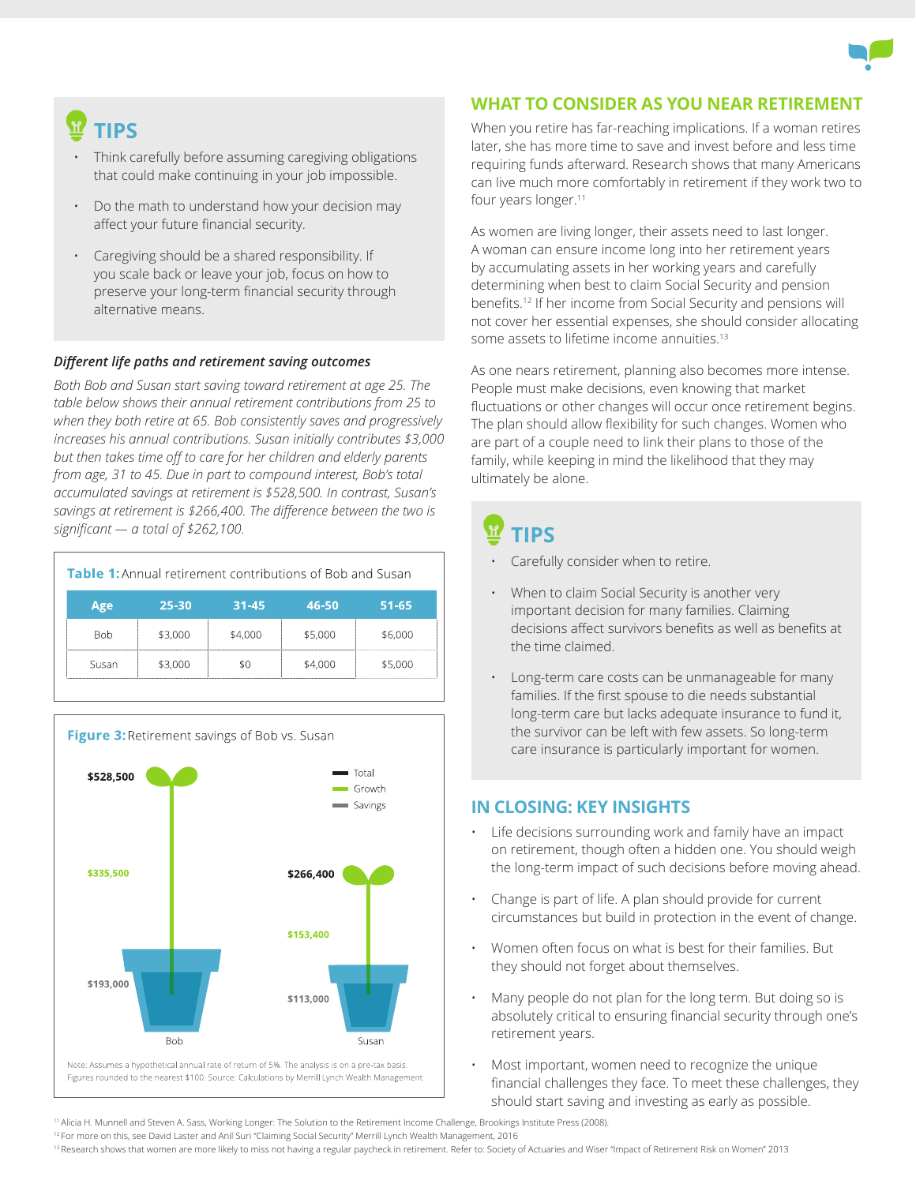## TIPS

- Think carefully before assuming caregiving obligations that could make continuing in your job impossible.
- Do the math to understand how your decision may affect your future financial security.
- Caregiving should be a shared responsibility. If you scale back or leave your job, focus on how to preserve your long-term financial security through alternative means.

### *Different life paths and retirement saving outcomes*

*Both Bob and Susan start saving toward retirement at age 25. The table below shows their annual retirement contributions from 25 to when they both retire at 65. Bob consistently saves and progressively increases his annual contributions. Susan initially contributes $3,000 but then takes time off to care for her children and elderly parents from age, 31 to 45. Due in part to compound interest, Bob's total accumulated savings at retirement is $528,500. In contrast, Susan's savings at retirement is $266,400. The difference between the two is significant — a total of $262,100.*

**Table 1:** Annual retirement contributions of Bob and Susan

| Age | 25-30 | 31-45 | 46-50 | 51-65 |
|---|---|---|---|---|
| Bob | $3,000 | $4,000 | $5,000 | $6,000 |
| Susan | $3,000 | $0 | $4,000 | $5,000 |

**Figure 3:** Retirement savings of Bob vs. Susan

| | Total | Growth | Savings |
|---|---|---|---|
| Bob | $528,500 | $335,500 | $193,000 |
| Susan | $266,400 | $153,400 | $113,000 |

Note: Assumes a hypothetical annual rate of return of 5%. The analysis is on a pre-tax basis. Figures rounded to the nearest $100. Source: Calculations by Merrill Lynch Wealth Management

## WHAT TO CONSIDER AS YOU NEAR RETIREMENT

When you retire has far-reaching implications. If a woman retires later, she has more time to save and invest before and less time requiring funds afterward. Research shows that many Americans can live much more comfortably in retirement if they work two to four years longer.[11]

As women are living longer, their assets need to last longer. A woman can ensure income long into her retirement years by accumulating assets in her working years and carefully determining when best to claim Social Security and pension benefits.[12] If her income from Social Security and pensions will not cover her essential expenses, she should consider allocating some assets to lifetime income annuities.[13]

As one nears retirement, planning also becomes more intense. People must make decisions, even knowing that market fluctuations or other changes will occur once retirement begins. The plan should allow flexibility for such changes. Women who are part of a couple need to link their plans to those of the family, while keeping in mind the likelihood that they may ultimately be alone.

## TIPS

- Carefully consider when to retire.
- When to claim Social Security is another very important decision for many families. Claiming decisions affect survivors benefits as well as benefits at the time claimed.
- Long-term care costs can be unmanageable for many families. If the first spouse to die needs substantial long-term care but lacks adequate insurance to fund it, the survivor can be left with few assets. So long-term care insurance is particularly important for women.

## IN CLOSING: KEY INSIGHTS

- Life decisions surrounding work and family have an impact on retirement, though often a hidden one. You should weigh the long-term impact of such decisions before moving ahead.
- Change is part of life. A plan should provide for current circumstances but build in protection in the event of change.
- Women often focus on what is best for their families. But they should not forget about themselves.
- Many people do not plan for the long term. But doing so is absolutely critical to ensuring financial security through one's retirement years.
- Most important, women need to recognize the unique financial challenges they face. To meet these challenges, they should start saving and investing as early as possible.

[11] Alicia H. Munnell and Steven A. Sass, Working Longer: The Solution to the Retirement Income Challenge, Brookings Institute Press (2008).
[12] For more on this, see David Laster and Anil Suri "Claiming Social Security" Merrill Lynch Wealth Management, 2016
[13] Research shows that women are more likely to miss not having a regular paycheck in retirement. Refer to: Society of Actuaries and Wiser "Impact of Retirement Risk on Women" 2013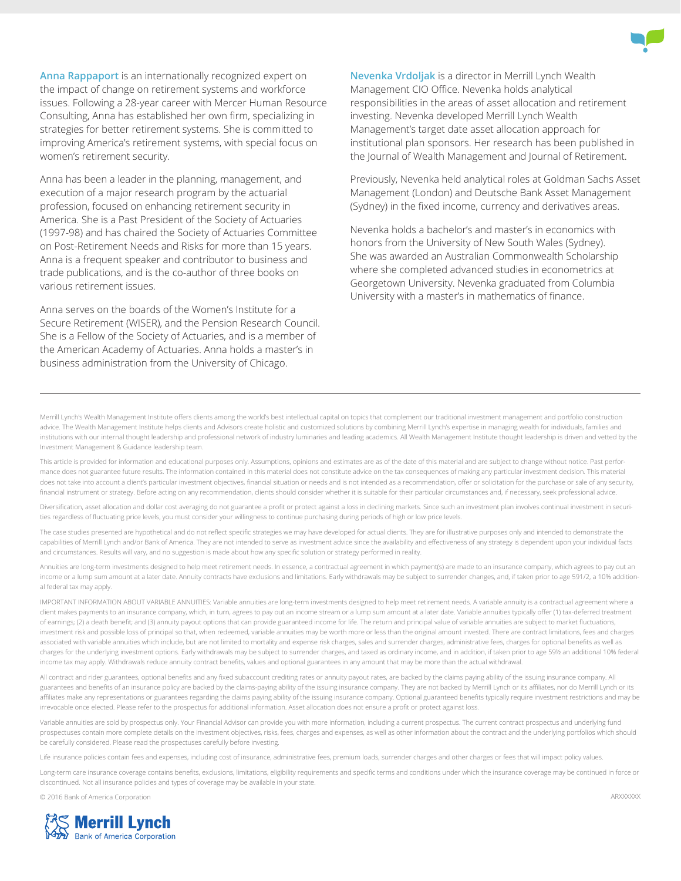**Anna Rappaport** is an internationally recognized expert on the impact of change on retirement systems and workforce issues. Following a 28-year career with Mercer Human Resource Consulting, Anna has established her own firm, specializing in strategies for better retirement systems. She is committed to improving America's retirement systems, with special focus on women's retirement security.

Anna has been a leader in the planning, management, and execution of a major research program by the actuarial profession, focused on enhancing retirement security in America. She is a Past President of the Society of Actuaries (1997-98) and has chaired the Society of Actuaries Committee on Post-Retirement Needs and Risks for more than 15 years. Anna is a frequent speaker and contributor to business and trade publications, and is the co-author of three books on various retirement issues.

Anna serves on the boards of the Women's Institute for a Secure Retirement (WISER), and the Pension Research Council. She is a Fellow of the Society of Actuaries, and is a member of the American Academy of Actuaries. Anna holds a master's in business administration from the University of Chicago.

**Nevenka Vrdoljak** is a director in Merrill Lynch Wealth Management CIO Office. Nevenka holds analytical responsibilities in the areas of asset allocation and retirement investing. Nevenka developed Merrill Lynch Wealth Management's target date asset allocation approach for institutional plan sponsors. Her research has been published in the Journal of Wealth Management and Journal of Retirement.

Previously, Nevenka held analytical roles at Goldman Sachs Asset Management (London) and Deutsche Bank Asset Management (Sydney) in the fixed income, currency and derivatives areas.

Nevenka holds a bachelor's and master's in economics with honors from the University of New South Wales (Sydney). She was awarded an Australian Commonwealth Scholarship where she completed advanced studies in econometrics at Georgetown University. Nevenka graduated from Columbia University with a master's in mathematics of finance.

---

Merrill Lynch's Wealth Management Institute offers clients among the world's best intellectual capital on topics that complement our traditional investment management and portfolio construction advice. The Wealth Management Institute helps clients and Advisors create holistic and customized solutions by combining Merrill Lynch's expertise in managing wealth for individuals, families and institutions with our internal thought leadership and professional network of industry luminaries and leading academics. All Wealth Management Institute thought leadership is driven and vetted by the Investment Management & Guidance leadership team.

This article is provided for information and educational purposes only. Assumptions, opinions and estimates are as of the date of this material and are subject to change without notice. Past performance does not guarantee future results. The information contained in this material does not constitute advice on the tax consequences of making any particular investment decision. This material does not take into account a client's particular investment objectives, financial situation or needs and is not intended as a recommendation, offer or solicitation for the purchase or sale of any security, financial instrument or strategy. Before acting on any recommendation, clients should consider whether it is suitable for their particular circumstances and, if necessary, seek professional advice.

Diversification, asset allocation and dollar cost averaging do not guarantee a profit or protect against a loss in declining markets. Since such an investment plan involves continual investment in securities regardless of fluctuating price levels, you must consider your willingness to continue purchasing during periods of high or low price levels.

The case studies presented are hypothetical and do not reflect specific strategies we may have developed for actual clients. They are for illustrative purposes only and intended to demonstrate the capabilities of Merrill Lynch and/or Bank of America. They are not intended to serve as investment advice since the availability and effectiveness of any strategy is dependent upon your individual facts and circumstances. Results will vary, and no suggestion is made about how any specific solution or strategy performed in reality.

Annuities are long-term investments designed to help meet retirement needs. In essence, a contractual agreement in which payment(s) are made to an insurance company, which agrees to pay out an income or a lump sum amount at a later date. Annuity contracts have exclusions and limitations. Early withdrawals may be subject to surrender changes, and, if taken prior to age 591/2, a 10% additional federal tax may apply.

IMPORTANT INFORMATION ABOUT VARIABLE ANNUITIES: Variable annuities are long-term investments designed to help meet retirement needs. A variable annuity is a contractual agreement where a client makes payments to an insurance company, which, in turn, agrees to pay out an income stream or a lump sum amount at a later date. Variable annuities typically offer (1) tax-deferred treatment of earnings; (2) a death benefit; and (3) annuity payout options that can provide guaranteed income for life. The return and principal value of variable annuities are subject to market fluctuations, investment risk and possible loss of principal so that, when redeemed, variable annuities may be worth more or less than the original amount invested. There are contract limitations, fees and charges associated with variable annuities which include, but are not limited to mortality and expense risk charges, sales and surrender charges, administrative fees, charges for optional benefits as well as charges for the underlying investment options. Early withdrawals may be subject to surrender charges, and taxed as ordinary income, and in addition, if taken prior to age 59½ an additional 10% federal income tax may apply. Withdrawals reduce annuity contract benefits, values and optional guarantees in any amount that may be more than the actual withdrawal.

All contract and rider guarantees, optional benefits and any fixed subaccount crediting rates or annuity payout rates, are backed by the claims paying ability of the issuing insurance company. All guarantees and benefits of an insurance policy are backed by the claims-paying ability of the issuing insurance company. They are not backed by Merrill Lynch or its affiliates, nor do Merrill Lynch or its affiliates make any representations or guarantees regarding the claims paying ability of the issuing insurance company. Optional guaranteed benefits typically require investment restrictions and may be irrevocable once elected. Please refer to the prospectus for additional information. Asset allocation does not ensure a profit or protect against loss.

Variable annuities are sold by prospectus only. Your Financial Advisor can provide you with more information, including a current prospectus. The current contract prospectus and underlying fund prospectuses contain more complete details on the investment objectives, risks, fees, charges and expenses, as well as other information about the contract and the underlying portfolios which should be carefully considered. Please read the prospectuses carefully before investing.

Life insurance policies contain fees and expenses, including cost of insurance, administrative fees, premium loads, surrender charges and other charges or fees that will impact policy values.

Long-term care insurance coverage contains benefits, exclusions, limitations, eligibility requirements and specific terms and conditions under which the insurance coverage may be continued in force or discontinued. Not all insurance policies and types of coverage may be available in your state.

© 2016 Bank of America Corporation

ARXXXXXX

Merrill Lynch
Bank of America Corporation